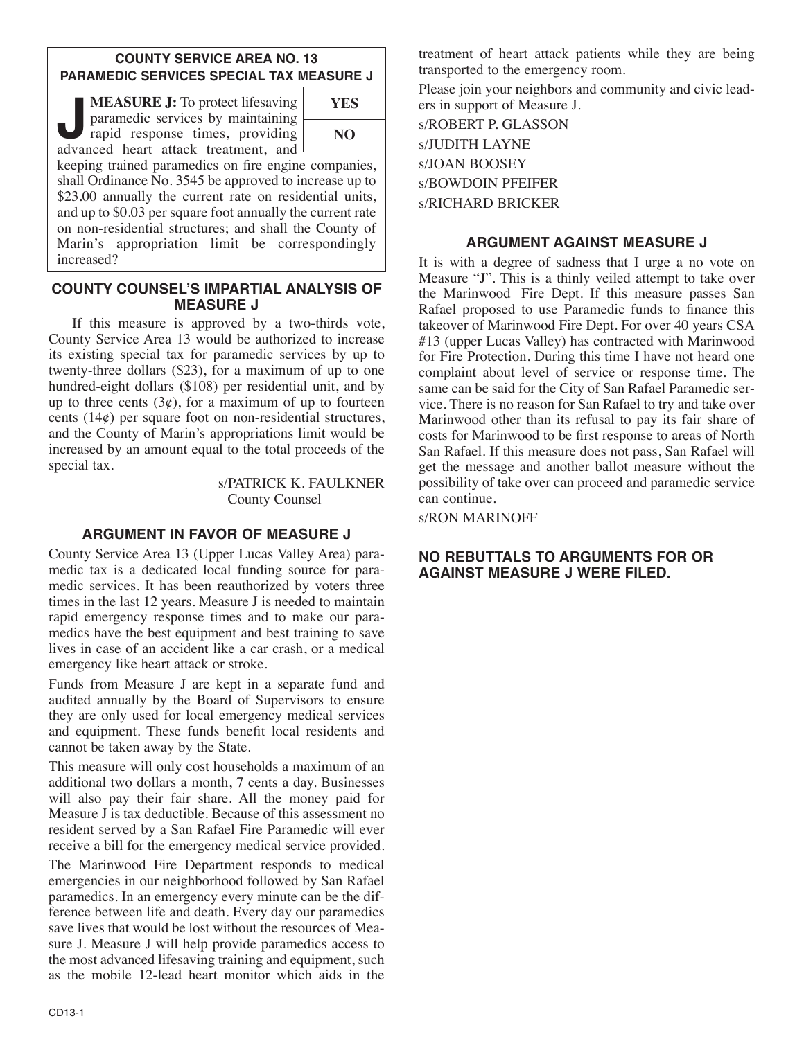## COUNTY SERVICE AREA NO. 13
## PARAMEDIC SERVICES SPECIAL TAX MEASURE J

**MEASURE J:** To protect lifesaving paramedic services by maintaining rapid response times, providing advanced heart attack treatment, and keeping trained paramedics on fire engine companies, shall Ordinance No. 3545 be approved to increase up to $23.00 annually the current rate on residential units, and up to $0.03 per square foot annually the current rate on non-residential structures; and shall the County of Marin's appropriation limit be correspondingly increased?

| YES |
|---|
| NO |

## COUNTY COUNSEL'S IMPARTIAL ANALYSIS OF MEASURE J

If this measure is approved by a two-thirds vote, County Service Area 13 would be authorized to increase its existing special tax for paramedic services by up to twenty-three dollars ($23), for a maximum of up to one hundred-eight dollars ($108) per residential unit, and by up to three cents (3¢), for a maximum of up to fourteen cents (14¢) per square foot on non-residential structures, and the County of Marin's appropriations limit would be increased by an amount equal to the total proceeds of the special tax.

s/PATRICK K. FAULKNER
County Counsel

## ARGUMENT IN FAVOR OF MEASURE J

County Service Area 13 (Upper Lucas Valley Area) paramedic tax is a dedicated local funding source for paramedic services. It has been reauthorized by voters three times in the last 12 years. Measure J is needed to maintain rapid emergency response times and to make our paramedics have the best equipment and best training to save lives in case of an accident like a car crash, or a medical emergency like heart attack or stroke.

Funds from Measure J are kept in a separate fund and audited annually by the Board of Supervisors to ensure they are only used for local emergency medical services and equipment. These funds benefit local residents and cannot be taken away by the State.

This measure will only cost households a maximum of an additional two dollars a month, 7 cents a day. Businesses will also pay their fair share. All the money paid for Measure J is tax deductible. Because of this assessment no resident served by a San Rafael Fire Paramedic will ever receive a bill for the emergency medical service provided.

The Marinwood Fire Department responds to medical emergencies in our neighborhood followed by San Rafael paramedics. In an emergency every minute can be the difference between life and death. Every day our paramedics save lives that would be lost without the resources of Measure J. Measure J will help provide paramedics access to the most advanced lifesaving training and equipment, such as the mobile 12-lead heart monitor which aids in the treatment of heart attack patients while they are being transported to the emergency room.

Please join your neighbors and community and civic leaders in support of Measure J.

s/ROBERT P. GLASSON
s/JUDITH LAYNE
s/JOAN BOOSEY
s/BOWDOIN PFEIFER
s/RICHARD BRICKER

## ARGUMENT AGAINST MEASURE J

It is with a degree of sadness that I urge a no vote on Measure "J". This is a thinly veiled attempt to take over the Marinwood Fire Dept. If this measure passes San Rafael proposed to use Paramedic funds to finance this takeover of Marinwood Fire Dept. For over 40 years CSA #13 (upper Lucas Valley) has contracted with Marinwood for Fire Protection. During this time I have not heard one complaint about level of service or response time. The same can be said for the City of San Rafael Paramedic service. There is no reason for San Rafael to try and take over Marinwood other than its refusal to pay its fair share of costs for Marinwood to be first response to areas of North San Rafael. If this measure does not pass, San Rafael will get the message and another ballot measure without the possibility of take over can proceed and paramedic service can continue.

s/RON MARINOFF

## NO REBUTTALS TO ARGUMENTS FOR OR AGAINST MEASURE J WERE FILED.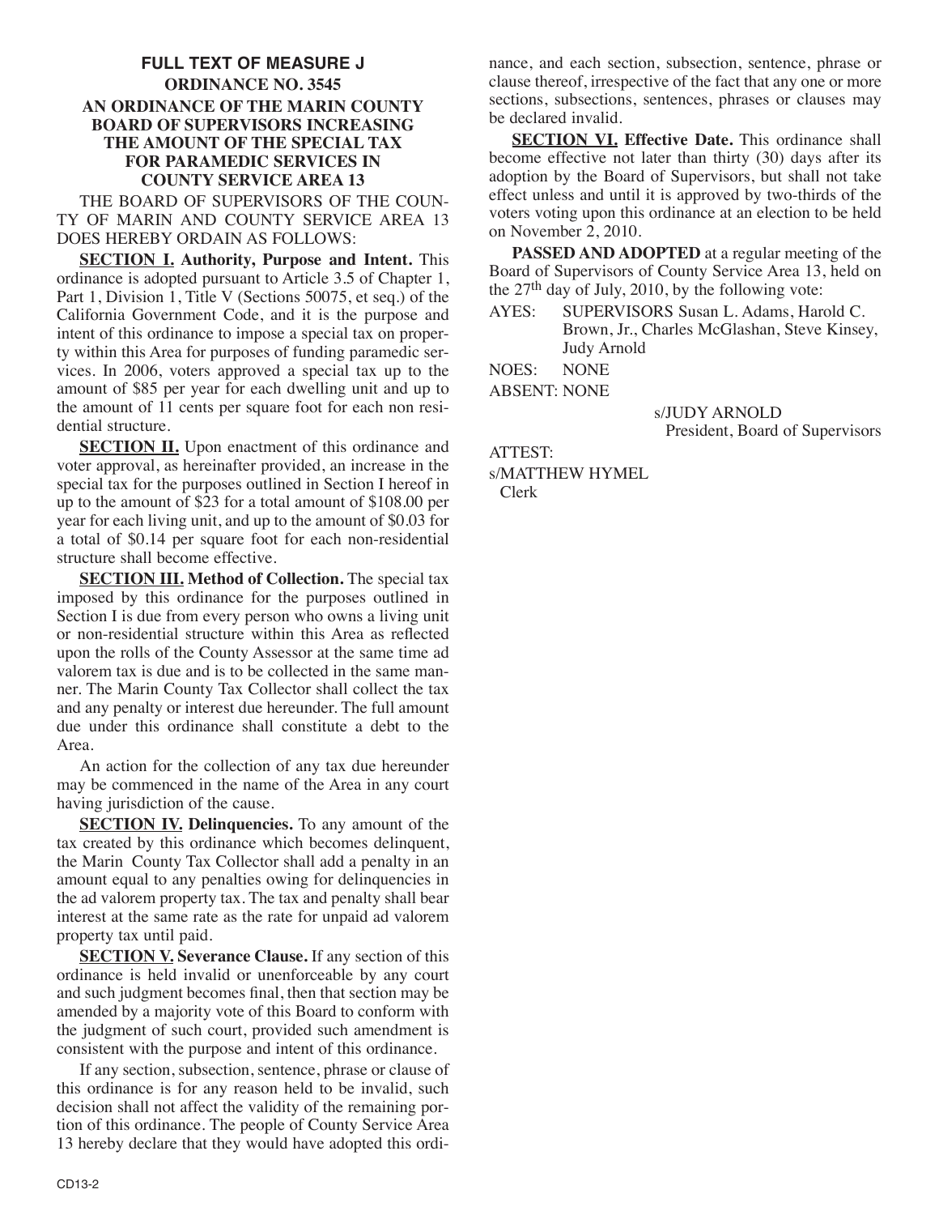## FULL TEXT OF MEASURE J

### ORDINANCE NO. 3545

### AN ORDINANCE OF THE MARIN COUNTY BOARD OF SUPERVISORS INCREASING THE AMOUNT OF THE SPECIAL TAX FOR PARAMEDIC SERVICES IN COUNTY SERVICE AREA 13

THE BOARD OF SUPERVISORS OF THE COUNTY OF MARIN AND COUNTY SERVICE AREA 13 DOES HEREBY ORDAIN AS FOLLOWS:

**SECTION I. Authority, Purpose and Intent.** This ordinance is adopted pursuant to Article 3.5 of Chapter 1, Part 1, Division 1, Title V (Sections 50075, et seq.) of the California Government Code, and it is the purpose and intent of this ordinance to impose a special tax on property within this Area for purposes of funding paramedic services. In 2006, voters approved a special tax up to the amount of $85 per year for each dwelling unit and up to the amount of 11 cents per square foot for each non residential structure.

**SECTION II.** Upon enactment of this ordinance and voter approval, as hereinafter provided, an increase in the special tax for the purposes outlined in Section I hereof in up to the amount of $23 for a total amount of $108.00 per year for each living unit, and up to the amount of $0.03 for a total of $0.14 per square foot for each non-residential structure shall become effective.

**SECTION III. Method of Collection.** The special tax imposed by this ordinance for the purposes outlined in Section I is due from every person who owns a living unit or non-residential structure within this Area as reflected upon the rolls of the County Assessor at the same time ad valorem tax is due and is to be collected in the same manner. The Marin County Tax Collector shall collect the tax and any penalty or interest due hereunder. The full amount due under this ordinance shall constitute a debt to the Area.

An action for the collection of any tax due hereunder may be commenced in the name of the Area in any court having jurisdiction of the cause.

**SECTION IV. Delinquencies.** To any amount of the tax created by this ordinance which becomes delinquent, the Marin County Tax Collector shall add a penalty in an amount equal to any penalties owing for delinquencies in the ad valorem property tax. The tax and penalty shall bear interest at the same rate as the rate for unpaid ad valorem property tax until paid.

**SECTION V. Severance Clause.** If any section of this ordinance is held invalid or unenforceable by any court and such judgment becomes final, then that section may be amended by a majority vote of this Board to conform with the judgment of such court, provided such amendment is consistent with the purpose and intent of this ordinance.

If any section, subsection, sentence, phrase or clause of this ordinance is for any reason held to be invalid, such decision shall not affect the validity of the remaining portion of this ordinance. The people of County Service Area 13 hereby declare that they would have adopted this ordinance, and each section, subsection, sentence, phrase or clause thereof, irrespective of the fact that any one or more sections, subsections, sentences, phrases or clauses may be declared invalid.

**SECTION VI. Effective Date.** This ordinance shall become effective not later than thirty (30) days after its adoption by the Board of Supervisors, but shall not take effect unless and until it is approved by two-thirds of the voters voting upon this ordinance at an election to be held on November 2, 2010.

**PASSED AND ADOPTED** at a regular meeting of the Board of Supervisors of County Service Area 13, held on the 27th day of July, 2010, by the following vote:

AYES: SUPERVISORS Susan L. Adams, Harold C. Brown, Jr., Charles McGlashan, Steve Kinsey, Judy Arnold

NOES: NONE

ABSENT: NONE

s/JUDY ARNOLD
President, Board of Supervisors

ATTEST:

s/MATTHEW HYMEL
Clerk